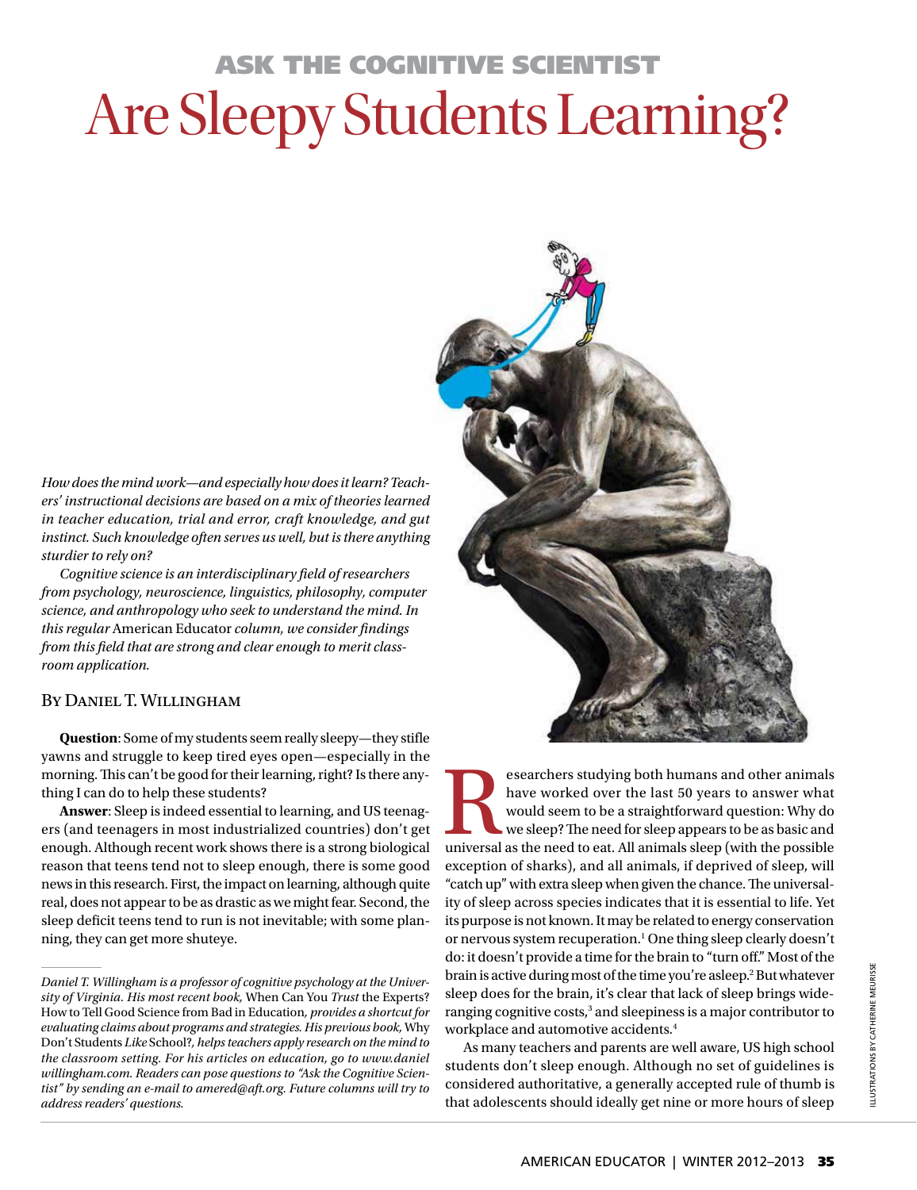## ASK THE COGNITIVE SCIENTIST

# Are Sleepy Students Learning?

*How does the mind work—and especially how does it learn? Teachers' instructional decisions are based on a mix of theories learned in teacher education, trial and error, craft knowledge, and gut instinct. Such knowledge often serves us well, but is there anything sturdier to rely on?*

*Cognitive science is an interdisciplinary field of researchers from psychology, neuroscience, linguistics, philosophy, computer science, and anthropology who seek to understand the mind. In this regular* American Educator *column, we consider findings from this field that are strong and clear enough to merit classroom application.*

By Daniel T. Willingham

**Question**: Some of my students seem really sleepy—they stifle yawns and struggle to keep tired eyes open—especially in the morning. This can't be good for their learning, right? Is there anything I can do to help these students?

**Answer**: Sleep is indeed essential to learning, and US teenagers (and teenagers in most industrialized countries) don't get enough. Although recent work shows there is a strong biological reason that teens tend not to sleep enough, there is some good news in this research. First, the impact on learning, although quite real, does not appear to be as drastic as we might fear. Second, the sleep deficit teens tend to run is not inevitable; with some planning, they can get more shuteye.

*Daniel T. Willingham is a professor of cognitive psychology at the University of Virginia. His most recent book,* When Can You *Trust* the Experts? How to Tell Good Science from Bad in Education, *provides a shortcut for evaluating claims about programs and strategies. His previous book,* Why Don't Students *Like* School?, *helps teachers apply research on the mind to the classroom setting. For his articles on education, go to www.danielwillingham.com. Readers can pose questions to "Ask the Cognitive Scientist" by sending an e-mail to amered@aft.org. Future columns will try to address readers' questions.*

Researchers studying both humans and other animals have worked over the last 50 years to answer what would seem to be a straightforward question: Why do we sleep? The need for sleep appears to be as basic and universal as the need to eat. All animals sleep (with the possible exception of sharks), and all animals, if deprived of sleep, will "catch up" with extra sleep when given the chance. The universality of sleep across species indicates that it is essential to life. Yet its purpose is not known. It may be related to energy conservation or nervous system recuperation.[1] One thing sleep clearly doesn't do: it doesn't provide a time for the brain to "turn off." Most of the brain is active during most of the time you're asleep.[2] But whatever sleep does for the brain, it's clear that lack of sleep brings wide-ranging cognitive costs,[3] and sleepiness is a major contributor to workplace and automotive accidents.[4]

As many teachers and parents are well aware, US high school students don't sleep enough. Although no set of guidelines is considered authoritative, a generally accepted rule of thumb is that adolescents should ideally get nine or more hours of sleep

ILLUSTRATIONS BY CATHERINE MEURISSE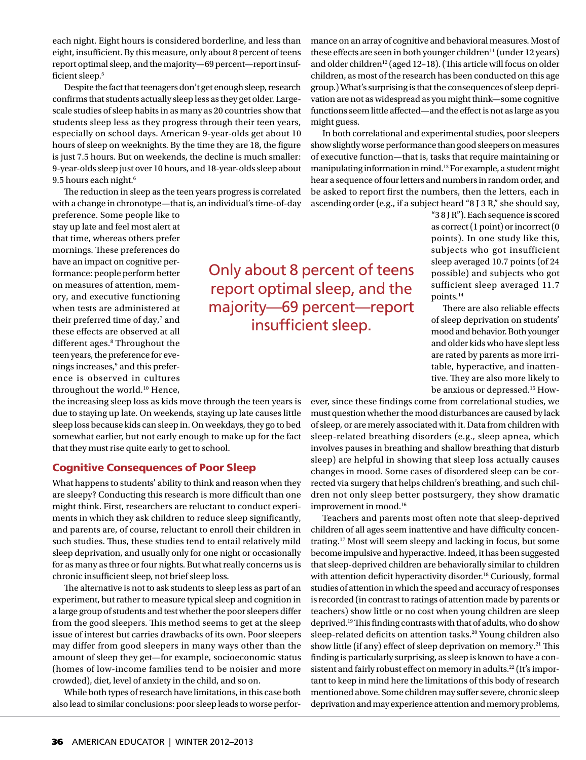each night. Eight hours is considered borderline, and less than eight, insufficient. By this measure, only about 8 percent of teens report optimal sleep, and the majority—69 percent—report insufficient sleep.[5]

Despite the fact that teenagers don't get enough sleep, research confirms that students actually sleep less as they get older. Large-scale studies of sleep habits in as many as 20 countries show that students sleep less as they progress through their teen years, especially on school days. American 9-year-olds get about 10 hours of sleep on weeknights. By the time they are 18, the figure is just 7.5 hours. But on weekends, the decline is much smaller: 9-year-olds sleep just over 10 hours, and 18-year-olds sleep about 9.5 hours each night.[6]

The reduction in sleep as the teen years progress is correlated with a change in chronotype—that is, an individual's time-of-day preference. Some people like to stay up late and feel most alert at that time, whereas others prefer mornings. These preferences do have an impact on cognitive performance: people perform better on measures of attention, memory, and executive functioning when tests are administered at their preferred time of day,[7] and these effects are observed at all different ages.[8] Throughout the teen years, the preference for evenings increases,[9] and this preference is observed in cultures throughout the world.[10] Hence, the increasing sleep loss as kids move through the teen years is due to staying up late. On weekends, staying up late causes little sleep loss because kids can sleep in. On weekdays, they go to bed somewhat earlier, but not early enough to make up for the fact that they must rise quite early to get to school.

> Only about 8 percent of teens report optimal sleep, and the majority—69 percent—report insufficient sleep.

## Cognitive Consequences of Poor Sleep

What happens to students' ability to think and reason when they are sleepy? Conducting this research is more difficult than one might think. First, researchers are reluctant to conduct experiments in which they ask children to reduce sleep significantly, and parents are, of course, reluctant to enroll their children in such studies. Thus, these studies tend to entail relatively mild sleep deprivation, and usually only for one night or occasionally for as many as three or four nights. But what really concerns us is chronic insufficient sleep, not brief sleep loss.

The alternative is not to ask students to sleep less as part of an experiment, but rather to measure typical sleep and cognition in a large group of students and test whether the poor sleepers differ from the good sleepers. This method seems to get at the sleep issue of interest but carries drawbacks of its own. Poor sleepers may differ from good sleepers in many ways other than the amount of sleep they get—for example, socioeconomic status (homes of low-income families tend to be noisier and more crowded), diet, level of anxiety in the child, and so on.

While both types of research have limitations, in this case both also lead to similar conclusions: poor sleep leads to worse performance on an array of cognitive and behavioral measures. Most of these effects are seen in both younger children[11] (under 12 years) and older children[12] (aged 12–18). (This article will focus on older children, as most of the research has been conducted on this age group.) What's surprising is that the consequences of sleep deprivation are not as widespread as you might think—some cognitive functions seem little affected—and the effect is not as large as you might guess.

In both correlational and experimental studies, poor sleepers show slightly worse performance than good sleepers on measures of executive function—that is, tasks that require maintaining or manipulating information in mind.[13] For example, a student might hear a sequence of four letters and numbers in random order, and be asked to report first the numbers, then the letters, each in ascending order (e.g., if a subject heard "8 J 3 R," she should say, "3 8 J R"). Each sequence is scored as correct (1 point) or incorrect (0 points). In one study like this, subjects who got insufficient sleep averaged 10.7 points (of 24 possible) and subjects who got sufficient sleep averaged 11.7 points.[14]

There are also reliable effects of sleep deprivation on students' mood and behavior. Both younger and older kids who have slept less are rated by parents as more irritable, hyperactive, and inattentive. They are also more likely to be anxious or depressed.[15] However, since these findings come from correlational studies, we must question whether the mood disturbances are caused by lack of sleep, or are merely associated with it. Data from children with sleep-related breathing disorders (e.g., sleep apnea, which involves pauses in breathing and shallow breathing that disturb sleep) are helpful in showing that sleep loss actually causes changes in mood. Some cases of disordered sleep can be corrected via surgery that helps children's breathing, and such children not only sleep better postsurgery, they show dramatic improvement in mood.[16]

Teachers and parents most often note that sleep-deprived children of all ages seem inattentive and have difficulty concentrating.[17] Most will seem sleepy and lacking in focus, but some become impulsive and hyperactive. Indeed, it has been suggested that sleep-deprived children are behaviorally similar to children with attention deficit hyperactivity disorder.[18] Curiously, formal studies of attention in which the speed and accuracy of responses is recorded (in contrast to ratings of attention made by parents or teachers) show little or no cost when young children are sleep deprived.[19] This finding contrasts with that of adults, who do show sleep-related deficits on attention tasks.[20] Young children also show little (if any) effect of sleep deprivation on memory.[21] This finding is particularly surprising, as sleep is known to have a consistent and fairly robust effect on memory in adults.[22] (It's important to keep in mind here the limitations of this body of research mentioned above. Some children may suffer severe, chronic sleep deprivation and may experience attention and memory problems,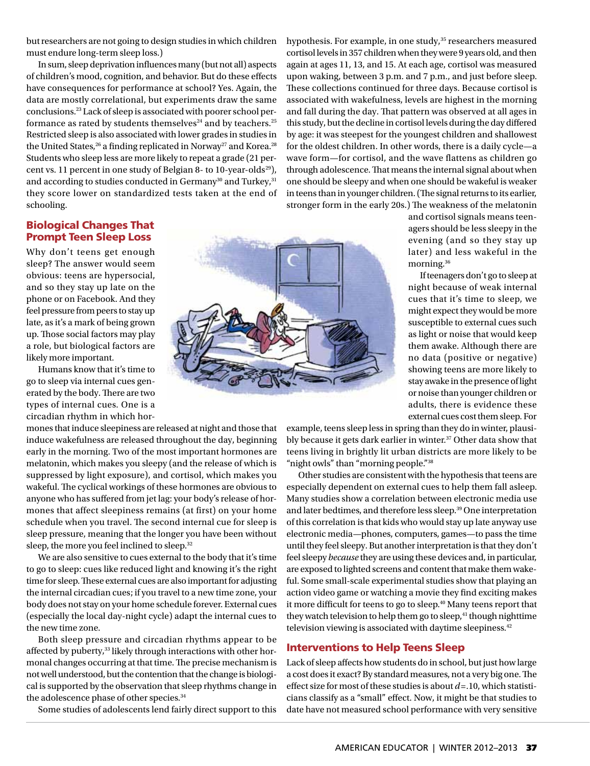but researchers are not going to design studies in which children must endure long-term sleep loss.)

In sum, sleep deprivation influences many (but not all) aspects of children's mood, cognition, and behavior. But do these effects have consequences for performance at school? Yes. Again, the data are mostly correlational, but experiments draw the same conclusions.[23] Lack of sleep is associated with poorer school performance as rated by students themselves[24] and by teachers.[25] Restricted sleep is also associated with lower grades in studies in the United States,[26] a finding replicated in Norway[27] and Korea.[28] Students who sleep less are more likely to repeat a grade (21 percent vs. 11 percent in one study of Belgian 8- to 10-year-olds[29]), and according to studies conducted in Germany[30] and Turkey,[31] they score lower on standardized tests taken at the end of schooling.

## Biological Changes That Prompt Teen Sleep Loss

Why don't teens get enough sleep? The answer would seem obvious: teens are hypersocial, and so they stay up late on the phone or on Facebook. And they feel pressure from peers to stay up late, as it's a mark of being grown up. Those social factors may play a role, but biological factors are likely more important.

Humans know that it's time to go to sleep via internal cues generated by the body. There are two types of internal cues. One is a circadian rhythm in which hormones that induce sleepiness are released at night and those that induce wakefulness are released throughout the day, beginning early in the morning. Two of the most important hormones are melatonin, which makes you sleepy (and the release of which is suppressed by light exposure), and cortisol, which makes you wakeful. The cyclical workings of these hormones are obvious to anyone who has suffered from jet lag: your body's release of hormones that affect sleepiness remains (at first) on your home schedule when you travel. The second internal cue for sleep is sleep pressure, meaning that the longer you have been without sleep, the more you feel inclined to sleep.[32]

We are also sensitive to cues external to the body that it's time to go to sleep: cues like reduced light and knowing it's the right time for sleep. These external cues are also important for adjusting the internal circadian cues; if you travel to a new time zone, your body does not stay on your home schedule forever. External cues (especially the local day-night cycle) adapt the internal cues to the new time zone.

Both sleep pressure and circadian rhythms appear to be affected by puberty,[33] likely through interactions with other hormonal changes occurring at that time. The precise mechanism is not well understood, but the contention that the change is biological is supported by the observation that sleep rhythms change in the adolescence phase of other species.[34]

Some studies of adolescents lend fairly direct support to this hypothesis. For example, in one study,[35] researchers measured cortisol levels in 357 children when they were 9 years old, and then again at ages 11, 13, and 15. At each age, cortisol was measured upon waking, between 3 p.m. and 7 p.m., and just before sleep. These collections continued for three days. Because cortisol is associated with wakefulness, levels are highest in the morning and fall during the day. That pattern was observed at all ages in this study, but the decline in cortisol levels during the day differed by age: it was steepest for the youngest children and shallowest for the oldest children. In other words, there is a daily cycle—a wave form—for cortisol, and the wave flattens as children go through adolescence. That means the internal signal about when one should be sleepy and when one should be wakeful is weaker in teens than in younger children. (The signal returns to its earlier, stronger form in the early 20s.) The weakness of the melatonin and cortisol signals means teenagers should be less sleepy in the evening (and so they stay up later) and less wakeful in the morning.[36]

If teenagers don't go to sleep at night because of weak internal cues that it's time to sleep, we might expect they would be more susceptible to external cues such as light or noise that would keep them awake. Although there are no data (positive or negative) showing teens are more likely to stay awake in the presence of light or noise than younger children or adults, there is evidence these external cues cost them sleep. For example, teens sleep less in spring than they do in winter, plausibly because it gets dark earlier in winter.[37] Other data show that teens living in brightly lit urban districts are more likely to be "night owls" than "morning people."[38]

Other studies are consistent with the hypothesis that teens are especially dependent on external cues to help them fall asleep. Many studies show a correlation between electronic media use and later bedtimes, and therefore less sleep.[39] One interpretation of this correlation is that kids who would stay up late anyway use electronic media—phones, computers, games—to pass the time until they feel sleepy. But another interpretation is that they don't feel sleepy *because* they are using these devices and, in particular, are exposed to lighted screens and content that make them wakeful. Some small-scale experimental studies show that playing an action video game or watching a movie they find exciting makes it more difficult for teens to go to sleep.[40] Many teens report that they watch television to help them go to sleep,[41] though nighttime television viewing is associated with daytime sleepiness.[42]

## Interventions to Help Teens Sleep

Lack of sleep affects how students do in school, but just how large a cost does it exact? By standard measures, not a very big one. The effect size for most of these studies is about $d = .10$, which statisticians classify as a "small" effect. Now, it might be that studies to date have not measured school performance with very sensitive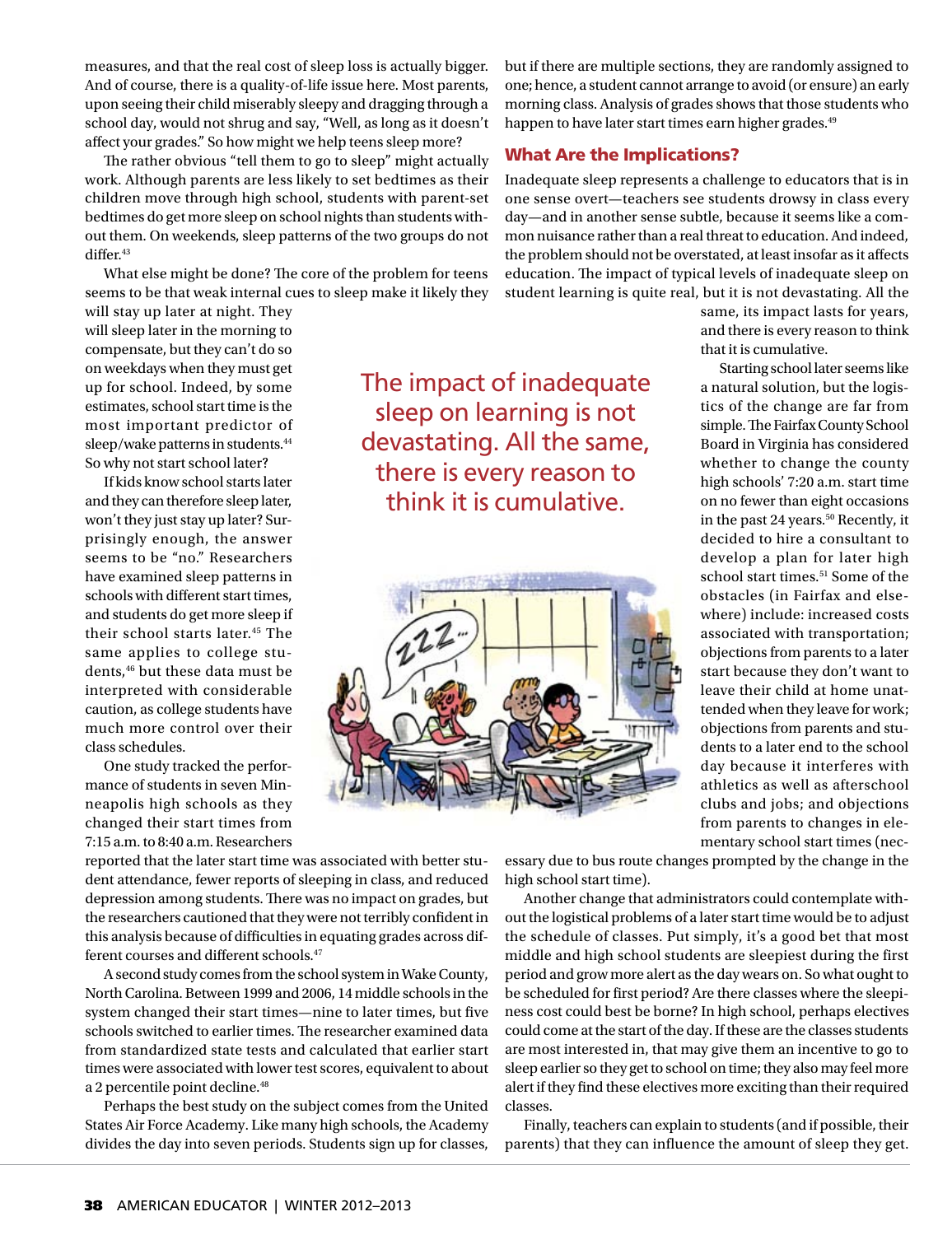measures, and that the real cost of sleep loss is actually bigger. And of course, there is a quality-of-life issue here. Most parents, upon seeing their child miserably sleepy and dragging through a school day, would not shrug and say, "Well, as long as it doesn't affect your grades." So how might we help teens sleep more?

The rather obvious "tell them to go to sleep" might actually work. Although parents are less likely to set bedtimes as their children move through high school, students with parent-set bedtimes do get more sleep on school nights than students without them. On weekends, sleep patterns of the two groups do not differ.[43]

What else might be done? The core of the problem for teens seems to be that weak internal cues to sleep make it likely they will stay up later at night. They will sleep later in the morning to compensate, but they can't do so on weekdays when they must get up for school. Indeed, by some estimates, school start time is the most important predictor of sleep/wake patterns in students.[44] So why not start school later?

If kids know school starts later and they can therefore sleep later, won't they just stay up later? Surprisingly enough, the answer seems to be "no." Researchers have examined sleep patterns in schools with different start times, and students do get more sleep if their school starts later.[45] The same applies to college students,[46] but these data must be interpreted with considerable caution, as college students have much more control over their class schedules.

One study tracked the performance of students in seven Minneapolis high schools as they changed their start times from 7:15 a.m. to 8:40 a.m. Researchers reported that the later start time was associated with better student attendance, fewer reports of sleeping in class, and reduced depression among students. There was no impact on grades, but the researchers cautioned that they were not terribly confident in this analysis because of difficulties in equating grades across different courses and different schools.[47]

A second study comes from the school system in Wake County, North Carolina. Between 1999 and 2006, 14 middle schools in the system changed their start times—nine to later times, but five schools switched to earlier times. The researcher examined data from standardized state tests and calculated that earlier start times were associated with lower test scores, equivalent to about a 2 percentile point decline.[48]

Perhaps the best study on the subject comes from the United States Air Force Academy. Like many high schools, the Academy divides the day into seven periods. Students sign up for classes, but if there are multiple sections, they are randomly assigned to one; hence, a student cannot arrange to avoid (or ensure) an early morning class. Analysis of grades shows that those students who happen to have later start times earn higher grades.[49]

## What Are the Implications?

Inadequate sleep represents a challenge to educators that is in one sense overt—teachers see students drowsy in class every day—and in another sense subtle, because it seems like a common nuisance rather than a real threat to education. And indeed, the problem should not be overstated, at least insofar as it affects education. The impact of typical levels of inadequate sleep on student learning is quite real, but it is not devastating. All the same, its impact lasts for years, and there is every reason to think that it is cumulative.

> The impact of inadequate sleep on learning is not devastating. All the same, there is every reason to think it is cumulative.

Starting school later seems like a natural solution, but the logistics of the change are far from simple. The Fairfax County School Board in Virginia has considered whether to change the county high schools' 7:20 a.m. start time on no fewer than eight occasions in the past 24 years.[50] Recently, it decided to hire a consultant to develop a plan for later high school start times.[51] Some of the obstacles (in Fairfax and elsewhere) include: increased costs associated with transportation; objections from parents to a later start because they don't want to leave their child at home unattended when they leave for work; objections from parents and students to a later end to the school day because it interferes with athletics as well as afterschool clubs and jobs; and objections from parents to changes in elementary school start times (necessary due to bus route changes prompted by the change in the high school start time).

Another change that administrators could contemplate without the logistical problems of a later start time would be to adjust the schedule of classes. Put simply, it's a good bet that most middle and high school students are sleepiest during the first period and grow more alert as the day wears on. So what ought to be scheduled for first period? Are there classes where the sleepiness cost could best be borne? In high school, perhaps electives could come at the start of the day. If these are the classes students are most interested in, that may give them an incentive to go to sleep earlier so they get to school on time; they also may feel more alert if they find these electives more exciting than their required classes.

Finally, teachers can explain to students (and if possible, their parents) that they can influence the amount of sleep they get.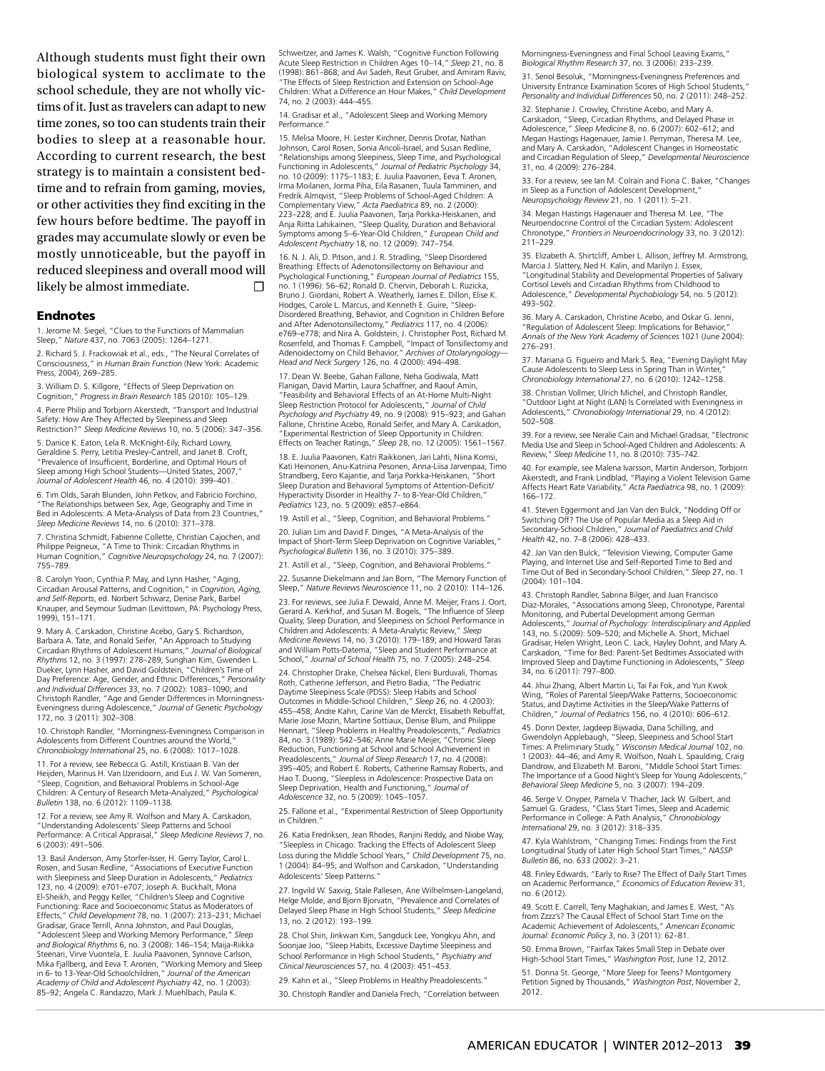Although students must fight their own biological system to acclimate to the school schedule, they are not wholly victims of it. Just as travelers can adapt to new time zones, so too can students train their bodies to sleep at a reasonable hour. According to current research, the best strategy is to maintain a consistent bedtime and to refrain from gaming, movies, or other activities they find exciting in the few hours before bedtime. The payoff in grades may accumulate slowly or even be mostly unnoticeable, but the payoff in reduced sleepiness and overall mood will likely be almost immediate. ☐

## Endnotes

1. Jerome M. Siegel, "Clues to the Functions of Mammalian Sleep," *Nature* 437, no. 7063 (2005): 1264–1271.

2. Richard S. J. Frackowiak et al., eds., "The Neural Correlates of Consciousness," in *Human Brain Function* (New York: Academic Press, 2004), 269–285.

3. William D. S. Killgore, "Effects of Sleep Deprivation on Cognition," *Progress in Brain Research* 185 (2010): 105–129.

4. Pierre Philip and Torbjorn Akerstedt, "Transport and Industrial Safety: How Are They Affected by Sleepiness and Sleep Restriction?" *Sleep Medicine Reviews* 10, no. 5 (2006): 347–356.

5. Danice K. Eaton, Lela R. McKnight-Eily, Richard Lowry, Geraldine S. Perry, Letitia Presley-Cantrell, and Janet B. Croft, "Prevalence of Insufficient, Borderline, and Optimal Hours of Sleep among High School Students—United States, 2007," *Journal of Adolescent Health* 46, no. 4 (2010): 399–401.

6. Tim Olds, Sarah Blunden, John Petkov, and Fabricio Forchino, "The Relationships between Sex, Age, Geography and Time in Bed in Adolescents: A Meta-Analysis of Data from 23 Countries," *Sleep Medicine Reviews* 14, no. 6 (2010): 371–378.

7. Christina Schmidt, Fabienne Collette, Christian Cajochen, and Philippe Peigneux, "A Time to Think: Circadian Rhythms in Human Cognition," *Cognitive Neuropsychology* 24, no. 7 (2007): 755–789.

8. Carolyn Yoon, Cynthia P. May, and Lynn Hasher, "Aging, Circadian Arousal Patterns, and Cognition," in *Cognition, Aging, and Self-Reports*, ed. Norbert Schwarz, Denise Park, Barbel Knauper, and Seymour Sudman (Levittown, PA: Psychology Press, 1999), 151–171.

9. Mary A. Carskadon, Christine Acebo, Gary S. Richardson, Barbara A. Tate, and Ronald Seifer, "An Approach to Studying Circadian Rhythms of Adolescent Humans," *Journal of Biological Rhythms* 12, no. 3 (1997): 278–289; Sunghan Kim, Gwenden L. Dueker, Lynn Hasher, and David Goldstein, "Children's Time of Day Preference: Age, Gender, and Ethnic Differences," *Personality and Individual Differences* 33, no. 7 (2002): 1083–1090; and Christoph Randler, "Age and Gender Differences in Morningness-Eveningness during Adolescence," *Journal of Genetic Psychology* 172, no. 3 (2011): 302–308.

10. Christoph Randler, "Morningness-Eveningness Comparison in Adolescents from Different Countries around the World," *Chronobiology International* 25, no. 6 (2008): 1017–1028.

11. For a review, see Rebecca G. Astill, Kristiaan B. Van der Heijden, Marinus H. Van IJzendoorn, and Eus J. W. Van Someren, "Sleep, Cognition, and Behavioral Problems in School-Age Children: A Century of Research Meta-Analyzed," *Psychological Bulletin* 138, no. 6 (2012): 1109–1138.

12. For a review, see Amy R. Wolfson and Mary A. Carskadon, "Understanding Adolescents' Sleep Patterns and School Performance: A Critical Appraisal," *Sleep Medicine Reviews* 7, no. 6 (2003): 491–506.

13. Basil Anderson, Amy Storfer-Isser, H. Gerry Taylor, Carol L. Rosen, and Susan Redline, "Associations of Executive Function with Sleepiness and Sleep Duration in Adolescents," *Pediatrics* 123, no. 4 (2009): e701–e707; Joseph A. Buckhalt, Mona El-Sheikh, and Peggy Keller, "Children's Sleep and Cognitive Functioning: Race and Socioeconomic Status as Moderators of Effects," *Child Development* 78, no. 1 (2007): 213–231; Michael Gradisar, Grace Terrill, Anna Johnston, and Paul Douglas, "Adolescent Sleep and Working Memory Performance," *Sleep and Biological Rhythms* 6, no. 3 (2008): 146–154; Maija-Riikka Steenari, Virve Vuontela, E. Juulia Paavonen, Synnove Carlson, Mika Fjallberg, and Eeva T. Aronen, "Working Memory and Sleep in 6- to 13-Year-Old Schoolchildren," *Journal of the American Academy of Child and Adolescent Psychiatry* 42, no. 1 (2003): 85–92; Angela C. Randazzo, Mark J. Muehlbach, Paula K. Schweitzer, and James K. Walsh, "Cognitive Function Following Acute Sleep Restriction in Children Ages 10–14," *Sleep* 21, no. 8 (1998): 861–868; and Avi Sadeh, Reut Gruber, and Amiram Raviv, "The Effects of Sleep Restriction and Extension on School-Age Children: What a Difference an Hour Makes," *Child Development* 74, no. 2 (2003): 444–455.

14. Gradisar et al., "Adolescent Sleep and Working Memory Performance."

15. Melisa Moore, H. Lester Kirchner, Dennis Drotar, Nathan Johnson, Carol Rosen, Sonia Ancoli-Israel, and Susan Redline, "Relationships among Sleepiness, Sleep Time, and Psychological Functioning in Adolescents," *Journal of Pediatric Psychology* 34, no. 10 (2009): 1175–1183; E. Juulia Paavonen, Eeva T. Aronen, Irma Moilanen, Jorma Piha, Eila Rasanen, Tuula Tamminen, and Fredrik Almqvist, "Sleep Problems of School-Aged Children: A Complementary View," *Acta Paediatrica* 89, no. 2 (2000): 223–228; and E. Juulia Paavonen, Tarja Porkka-Heiskanen, and Anja Riitta Lahikainen, "Sleep Quality, Duration and Behavioral Symptoms among 5–6-Year-Old Children," *European Child and Adolescent Psychiatry* 18, no. 12 (2009): 747–754.

16. N. J. Ali, D. Pitson, and J. R. Stradling, "Sleep Disordered Breathing: Effects of Adenotonsillectomy on Behaviour and Psychological Functioning," *European Journal of Pediatrics* 155, no. 1 (1996): 56–62; Ronald D. Chervin, Deborah L. Ruzicka, Bruno J. Giordani, Robert A. Weatherly, James E. Dillon, Elise K. Hodges, Carole L. Marcus, and Kenneth E. Guire, "Sleep-Disordered Breathing, Behavior, and Cognition in Children Before and After Adenotonsillectomy," *Pediatrics* 117, no. 4 (2006): e769–e778; and Nira A. Goldstein, J. Christopher Post, Richard M. Rosenfeld, and Thomas F. Campbell, "Impact of Tonsillectomy and Adenoidectomy on Child Behavior," *Archives of Otolaryngology—Head and Neck Surgery* 126, no. 4 (2000): 494–498.

17. Dean W. Beebe, Gahan Fallone, Neha Godiwala, Matt Flanigan, David Martin, Laura Schaffner, and Raouf Amin, "Feasibility and Behavioral Effects of an At-Home Multi-Night Sleep Restriction Protocol for Adolescents," *Journal of Child Psychology and Psychiatry* 49, no. 9 (2008): 915–923; and Gahan Fallone, Christine Acebo, Ronald Seifer, and Mary A. Carskadon, "Experimental Restriction of Sleep Opportunity in Children: Effects on Teacher Ratings," *Sleep* 28, no. 12 (2005): 1561–1567.

18. E. Juulia Paavonen, Katri Raikkonen, Jari Lahti, Niina Komsi, Kati Heinonen, Anu-Katriina Pesonen, Anna-Liisa Jarvenpaa, Timo Strandberg, Eero Kajantie, and Tarja Porkka-Heiskanen, "Short Sleep Duration and Behavioral Symptoms of Attention-Deficit/Hyperactivity Disorder in Healthy 7- to 8-Year-Old Children," *Pediatrics* 123, no. 5 (2009): e857–e864.

19. Astill et al., "Sleep, Cognition, and Behavioral Problems."

20. Julian Lim and David F. Dinges, "A Meta-Analysis of the Impact of Short-Term Sleep Deprivation on Cognitive Variables," *Psychological Bulletin* 136, no. 3 (2010): 375–389.

21. Astill et al., "Sleep, Cognition, and Behavioral Problems."

22. Susanne Diekelmann and Jan Born, "The Memory Function of Sleep," *Nature Reviews Neuroscience* 11, no. 2 (2010): 114–126.

23. For reviews, see Julia F. Dewald, Anne M. Meijer, Frans J. Oort, Gerard A. Kerkhof, and Susan M. Bogels, "The Influence of Sleep Quality, Sleep Duration, and Sleepiness on School Performance in Children and Adolescents: A Meta-Analytic Review," *Sleep Medicine Reviews* 14, no. 3 (2010): 179–189; and Howard Taras and William Potts-Datema, "Sleep and Student Performance at School," *Journal of School Health* 75, no. 7 (2005): 248–254.

24. Christopher Drake, Chelsea Nickel, Eleni Burduvali, Thomas Roth, Catherine Jefferson, and Pietro Badia, "The Pediatric Daytime Sleepiness Scale (PDSS): Sleep Habits and School Outcomes in Middle-School Children," *Sleep* 26, no. 4 (2003): 455–458; Andre Kahn, Carine Van de Merckt, Elisabeth Rebuffat, Marie Jose Mozin, Martine Sottiaux, Denise Blum, and Philippe Hennart, "Sleep Problems in Healthy Preadolescents," *Pediatrics* 84, no. 3 (1989): 542–546; Anne Marie Meijer, "Chronic Sleep Reduction, Functioning at School and School Achievement in Preadolescents," *Journal of Sleep Research* 17, no. 4 (2008): 395–405; and Robert E. Roberts, Catherine Ramsay Roberts, and Hao T. Duong, "Sleepless in Adolescence: Prospective Data on Sleep Deprivation, Health and Functioning," *Journal of Adolescence* 32, no. 5 (2009): 1045–1057.

25. Fallone et al., "Experimental Restriction of Sleep Opportunity in Children."

26. Katia Fredriksen, Jean Rhodes, Ranjini Reddy, and Niobe Way, "Sleepless in Chicago: Tracking the Effects of Adolescent Sleep Loss during the Middle School Years," *Child Development* 75, no. 1 (2004): 84–95; and Wolfson and Carskadon, "Understanding Adolescents' Sleep Patterns."

27. Ingvild W. Saxvig, Stale Pallesen, Ane Wilhelmsen-Langeland, Helge Molde, and Bjorn Bjorvatn, "Prevalence and Correlates of Delayed Sleep Phase in High School Students," *Sleep Medicine* 13, no. 2 (2012): 193–199.

28. Chol Shin, Jinkwan Kim, Sangduck Lee, Yongkyu Ahn, and Soonjae Joo, "Sleep Habits, Excessive Daytime Sleepiness and School Performance in High School Students," *Psychiatry and Clinical Neurosciences* 57, no. 4 (2003): 451–453.

29. Kahn et al., "Sleep Problems in Healthy Preadolescents."

30. Christoph Randler and Daniela Frech, "Correlation between Morningness-Eveningness and Final School Leaving Exams," *Biological Rhythm Research* 37, no. 3 (2006): 233–239.

31. Senol Besoluk, "Morningness-Eveningness Preferences and University Entrance Examination Scores of High School Students," *Personality and Individual Differences* 50, no. 2 (2011): 248–252.

32. Stephanie J. Crowley, Christine Acebo, and Mary A. Carskadon, "Sleep, Circadian Rhythms, and Delayed Phase in Adolescence," *Sleep Medicine* 8, no. 6 (2007): 602–612; and Megan Hastings Hagenauer, Jamie I. Perryman, Theresa M. Lee, and Mary A. Carskadon, "Adolescent Changes in Homeostatic and Circadian Regulation of Sleep," *Developmental Neuroscience* 31, no. 4 (2009): 276–284.

33. For a review, see Ian M. Colrain and Fiona C. Baker, "Changes in Sleep as a Function of Adolescent Development," *Neuropsychology Review* 21, no. 1 (2011): 5–21.

34. Megan Hastings Hagenauer and Theresa M. Lee, "The Neuroendocrine Control of the Circadian System: Adolescent Chronotype," *Frontiers in Neuroendocrinology* 33, no. 3 (2012): 211–229.

35. Elizabeth A. Shirtcliff, Amber L. Allison, Jeffrey M. Armstrong, Marcia J. Slattery, Ned H. Kalin, and Marilyn J. Essex, "Longitudinal Stability and Developmental Properties of Salivary Cortisol Levels and Circadian Rhythms from Childhood to Adolescence," *Developmental Psychobiology* 54, no. 5 (2012): 493–502.

36. Mary A. Carskadon, Christine Acebo, and Oskar G. Jenni, "Regulation of Adolescent Sleep: Implications for Behavior," *Annals of the New York Academy of Sciences* 1021 (June 2004): 276–291.

37. Mariana G. Figueiro and Mark S. Rea, "Evening Daylight May Cause Adolescents to Sleep Less in Spring Than in Winter," *Chronobiology International* 27, no. 6 (2010): 1242–1258.

38. Christian Vollmer, Ulrich Michel, and Christoph Randler, "Outdoor Light at Night (LAN) Is Correlated with Eveningness in Adolescents," *Chronobiology International* 29, no. 4 (2012): 502–508.

39. For a review, see Neralie Cain and Michael Gradisar, "Electronic Media Use and Sleep in School-Aged Children and Adolescents: A Review," *Sleep Medicine* 11, no. 8 (2010): 735–742.

40. For example, see Malena Ivarsson, Martin Anderson, Torbjorn Akerstedt, and Frank Lindblad, "Playing a Violent Television Game Affects Heart Rate Variability," *Acta Paediatrica* 98, no. 1 (2009): 166–172.

41. Steven Eggermont and Jan Van den Bulck, "Nodding Off or Switching Off? The Use of Popular Media as a Sleep Aid in Secondary-School Children," *Journal of Paediatrics and Child Health* 42, no. 7–8 (2006): 428–433.

42. Jan Van den Bulck, "Television Viewing, Computer Game Playing, and Internet Use and Self-Reported Time to Bed and Time Out of Bed in Secondary-School Children," *Sleep* 27, no. 1 (2004): 101–104.

43. Christoph Randler, Sabrina Bilger, and Juan Francisco Díaz-Morales, "Associations among Sleep, Chronotype, Parental Monitoring, and Pubertal Development among German Adolescents," *Journal of Psychology: Interdisciplinary and Applied* 143, no. 5 (2009): 509–520; and Michelle A. Short, Michael Gradisar, Helen Wright, Leon C. Lack, Hayley Dohnt, and Mary A. Carskadon, "Time for Bed: Parent-Set Bedtimes Associated with Improved Sleep and Daytime Functioning in Adolescents," *Sleep* 34, no. 6 (2011): 797–800.

44. Jihui Zhang, Albert Martin Li, Tai Fai Fok, and Yun Kwok Wing, "Roles of Parental Sleep/Wake Patterns, Socioeconomic Status, and Daytime Activities in the Sleep/Wake Patterns of Children," *Journal of Pediatrics* 156, no. 4 (2010): 606–612.

45. Donn Dexter, Jagdeep Bijwadia, Dana Schilling, and Gwendolyn Applebaugh, "Sleep, Sleepiness and School Start Times: A Preliminary Study," *Wisconsin Medical Journal* 102, no. 1 (2003): 44–46; and Amy R. Wolfson, Noah L. Spaulding, Craig Dandrow, and Elizabeth M. Baroni, "Middle School Start Times: The Importance of a Good Night's Sleep for Young Adolescents," *Behavioral Sleep Medicine* 5, no. 3 (2007): 194–209.

46. Serge V. Onyper, Pamela V. Thacher, Jack W. Gilbert, and Samuel G. Gradess, "Class Start Times, Sleep and Academic Performance in College: A Path Analysis," *Chronobiology International* 29, no. 3 (2012): 318–335.

47. Kyla Wahlstrom, "Changing Times: Findings from the First Longitudinal Study of Later High School Start Times," *NASSP Bulletin* 86, no. 633 (2002): 3–21.

48. Finley Edwards, "Early to Rise? The Effect of Daily Start Times on Academic Performance," *Economics of Education Review* 31, no. 6 (2012).

49. Scott E. Carrell, Teny Maghakian, and James E. West, "A's from Zzzz's? The Causal Effect of School Start Time on the Academic Achievement of Adolescents," *American Economic Journal: Economic Policy* 3, no. 3 (2011): 62–81.

50. Emma Brown, "Fairfax Takes Small Step in Debate over High-School Start Times," *Washington Post*, June 12, 2012.

51. Donna St. George, "More Sleep for Teens? Montgomery Petition Signed by Thousands," *Washington Post*, November 2, 2012.